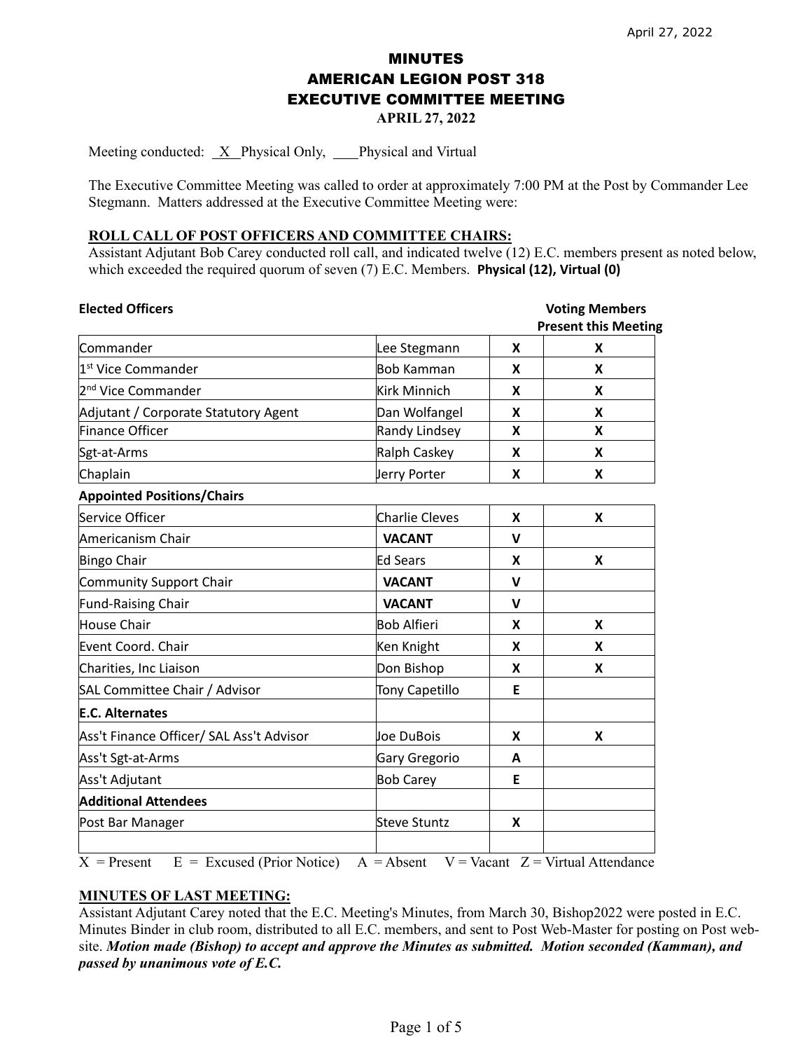# MINUTES
# AMERICAN LEGION POST 318
# EXECUTIVE COMMITTEE MEETING
### APRIL 27, 2022

Meeting conducted: X Physical Only, ___ Physical and Virtual

The Executive Committee Meeting was called to order at approximately 7:00 PM at the Post by Commander Lee Stegmann. Matters addressed at the Executive Committee Meeting were:

**ROLL CALL OF POST OFFICERS AND COMMITTEE CHAIRS:**

Assistant Adjutant Bob Carey conducted roll call, and indicated twelve (12) E.C. members present as noted below, which exceeded the required quorum of seven (7) E.C. Members. **Physical (12), Virtual (0)**

| **Elected Officers** | | | **Voting Members Present this Meeting** |
|---|---|---|---|
| Commander | Lee Stegmann | **X** | **X** |
| 1st Vice Commander | Bob Kamman | **X** | **X** |
| 2nd Vice Commander | Kirk Minnich | **X** | **X** |
| Adjutant / Corporate Statutory Agent | Dan Wolfangel | **X** | **X** |
| Finance Officer | Randy Lindsey | **X** | **X** |
| Sgt-at-Arms | Ralph Caskey | **X** | **X** |
| Chaplain | Jerry Porter | **X** | **X** |
| **Appointed Positions/Chairs** | | | |
| Service Officer | Charlie Cleves | **X** | **X** |
| Americanism Chair | **VACANT** | **V** | |
| Bingo Chair | Ed Sears | **X** | **X** |
| Community Support Chair | **VACANT** | **V** | |
| Fund-Raising Chair | **VACANT** | **V** | |
| House Chair | Bob Alfieri | **X** | **X** |
| Event Coord. Chair | Ken Knight | **X** | **X** |
| Charities, Inc Liaison | Don Bishop | **X** | **X** |
| SAL Committee Chair / Advisor | Tony Capetillo | **E** | |
| **E.C. Alternates** | | | |
| Ass't Finance Officer/ SAL Ass't Advisor | Joe DuBois | **X** | **X** |
| Ass't Sgt-at-Arms | Gary Gregorio | **A** | |
| Ass't Adjutant | Bob Carey | **E** | |
| **Additional Attendees** | | | |
| Post Bar Manager | Steve Stuntz | **X** | |
| | | | |

X = Present E = Excused (Prior Notice) A = Absent V = Vacant Z = Virtual Attendance

**MINUTES OF LAST MEETING:**

Assistant Adjutant Carey noted that the E.C. Meeting's Minutes, from March 30, Bishop2022 were posted in E.C. Minutes Binder in club room, distributed to all E.C. members, and sent to Post Web-Master for posting on Post web-site. ***Motion made (Bishop) to accept and approve the Minutes as submitted. Motion seconded (Kamman), and passed by unanimous vote of E.C.***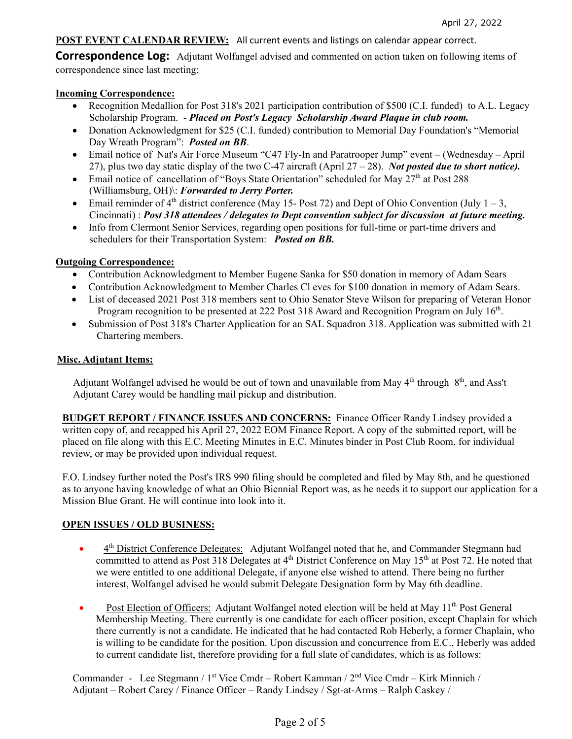April 27, 2022

**POST EVENT CALENDAR REVIEW:** All current events and listings on calendar appear correct.

**Correspondence Log:** Adjutant Wolfangel advised and commented on action taken on following items of correspondence since last meeting:

**Incoming Correspondence:**

- Recognition Medallion for Post 318's 2021 participation contribution of $500 (C.I. funded) to A.L. Legacy Scholarship Program. - ***Placed on Post's Legacy Scholarship Award Plaque in club room.***
- Donation Acknowledgment for $25 (C.I. funded) contribution to Memorial Day Foundation's "Memorial Day Wreath Program": ***Posted on BB***.
- Email notice of Nat's Air Force Museum "C47 Fly-In and Paratrooper Jump" event – (Wednesday – April 27), plus two day static display of the two C-47 aircraft (April 27 – 28). ***Not posted due to short notice).***
- Email notice of cancellation of "Boys State Orientation" scheduled for May 27th at Post 288 (Williamsburg, OH)\: ***Forwarded to Jerry Porter.***
- Email reminder of 4th district conference (May 15- Post 72) and Dept of Ohio Convention (July 1 – 3, Cincinnati) : ***Post 318 attendees / delegates to Dept convention subject for discussion at future meeting.***
- Info from Clermont Senior Services, regarding open positions for full-time or part-time drivers and schedulers for their Transportation System: ***Posted on BB.***

**Outgoing Correspondence:**

- Contribution Acknowledgment to Member Eugene Sanka for $50 donation in memory of Adam Sears
- Contribution Acknowledgment to Member Charles Cl eves for $100 donation in memory of Adam Sears.
- List of deceased 2021 Post 318 members sent to Ohio Senator Steve Wilson for preparing of Veteran Honor Program recognition to be presented at 222 Post 318 Award and Recognition Program on July 16th.
- Submission of Post 318's Charter Application for an SAL Squadron 318. Application was submitted with 21 Chartering members.

**Misc. Adjutant Items:**

Adjutant Wolfangel advised he would be out of town and unavailable from May 4th through 8th, and Ass't Adjutant Carey would be handling mail pickup and distribution.

**BUDGET REPORT / FINANCE ISSUES AND CONCERNS:** Finance Officer Randy Lindsey provided a written copy of, and recapped his April 27, 2022 EOM Finance Report. A copy of the submitted report, will be placed on file along with this E.C. Meeting Minutes in E.C. Minutes binder in Post Club Room, for individual review, or may be provided upon individual request.

F.O. Lindsey further noted the Post's IRS 990 filing should be completed and filed by May 8th, and he questioned as to anyone having knowledge of what an Ohio Biennial Report was, as he needs it to support our application for a Mission Blue Grant. He will continue into look into it.

**OPEN ISSUES / OLD BUSINESS:**

- 4th District Conference Delegates: Adjutant Wolfangel noted that he, and Commander Stegmann had committed to attend as Post 318 Delegates at 4th District Conference on May 15th at Post 72. He noted that we were entitled to one additional Delegate, if anyone else wished to attend. There being no further interest, Wolfangel advised he would submit Delegate Designation form by May 6th deadline.
- Post Election of Officers: Adjutant Wolfangel noted election will be held at May 11th Post General Membership Meeting. There currently is one candidate for each officer position, except Chaplain for which there currently is not a candidate. He indicated that he had contacted Rob Heberly, a former Chaplain, who is willing to be candidate for the position. Upon discussion and concurrence from E.C., Heberly was added to current candidate list, therefore providing for a full slate of candidates, which is as follows:

Commander - Lee Stegmann / 1st Vice Cmdr – Robert Kamman / 2nd Vice Cmdr – Kirk Minnich / Adjutant – Robert Carey / Finance Officer – Randy Lindsey / Sgt-at-Arms – Ralph Caskey /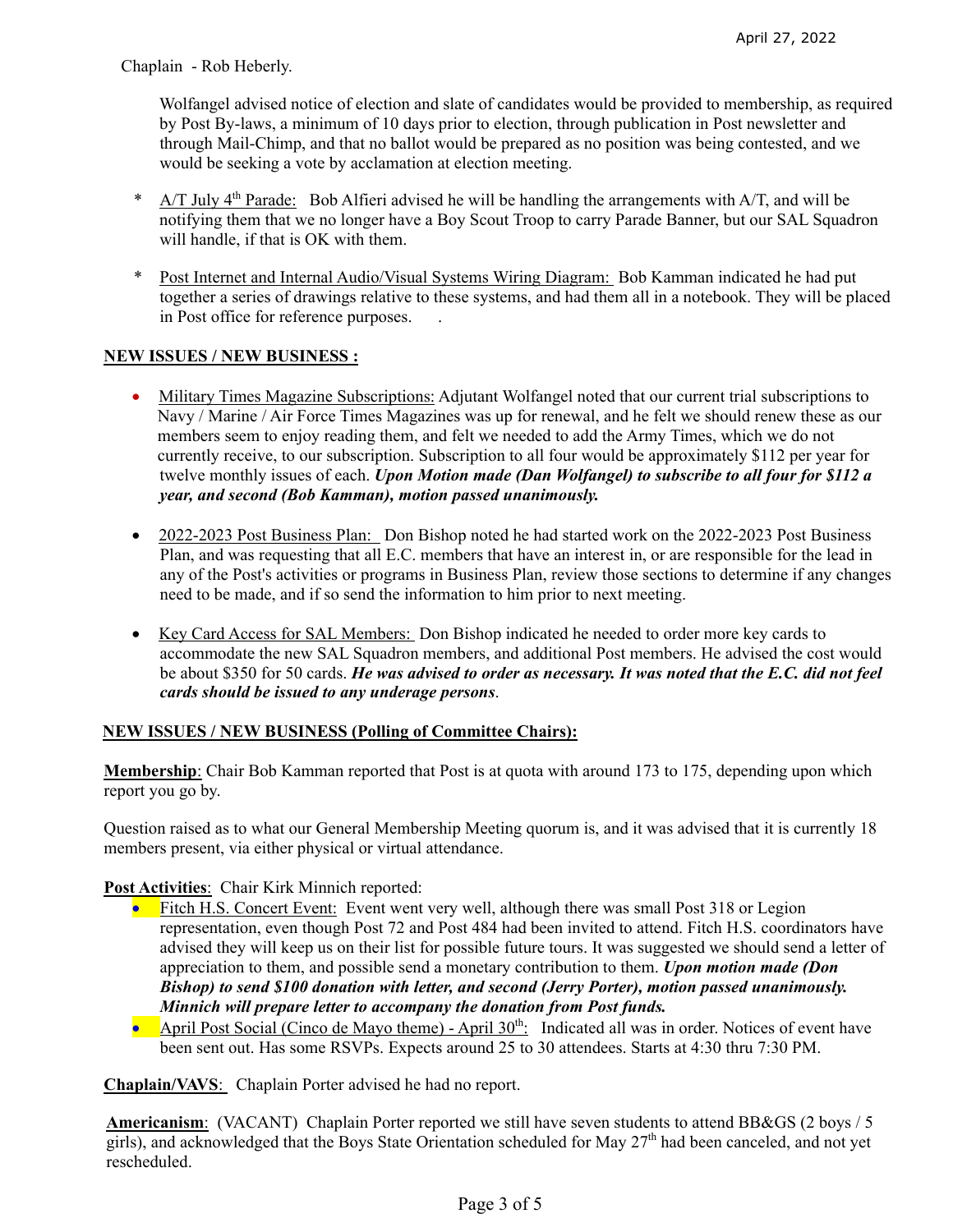Chaplain - Rob Heberly.

Wolfangel advised notice of election and slate of candidates would be provided to membership, as required by Post By-laws, a minimum of 10 days prior to election, through publication in Post newsletter and through Mail-Chimp, and that no ballot would be prepared as no position was being contested, and we would be seeking a vote by acclamation at election meeting.

- A/T July 4th Parade: Bob Alfieri advised he will be handling the arrangements with A/T, and will be notifying them that we no longer have a Boy Scout Troop to carry Parade Banner, but our SAL Squadron will handle, if that is OK with them.

- Post Internet and Internal Audio/Visual Systems Wiring Diagram: Bob Kamman indicated he had put together a series of drawings relative to these systems, and had them all in a notebook. They will be placed in Post office for reference purposes.

**NEW ISSUES / NEW BUSINESS :**

- Military Times Magazine Subscriptions: Adjutant Wolfangel noted that our current trial subscriptions to Navy / Marine / Air Force Times Magazines was up for renewal, and he felt we should renew these as our members seem to enjoy reading them, and felt we needed to add the Army Times, which we do not currently receive, to our subscription. Subscription to all four would be approximately $112 per year for twelve monthly issues of each. ***Upon Motion made (Dan Wolfangel) to subscribe to all four for $112 a year, and second (Bob Kamman), motion passed unanimously.***

- 2022-2023 Post Business Plan: Don Bishop noted he had started work on the 2022-2023 Post Business Plan, and was requesting that all E.C. members that have an interest in, or are responsible for the lead in any of the Post's activities or programs in Business Plan, review those sections to determine if any changes need to be made, and if so send the information to him prior to next meeting.

- Key Card Access for SAL Members: Don Bishop indicated he needed to order more key cards to accommodate the new SAL Squadron members, and additional Post members. He advised the cost would be about $350 for 50 cards. ***He was advised to order as necessary. It was noted that the E.C. did not feel cards should be issued to any underage persons***.

**NEW ISSUES / NEW BUSINESS (Polling of Committee Chairs):**

**Membership**: Chair Bob Kamman reported that Post is at quota with around 173 to 175, depending upon which report you go by.

Question raised as to what our General Membership Meeting quorum is, and it was advised that it is currently 18 members present, via either physical or virtual attendance.

**Post Activities**: Chair Kirk Minnich reported:

- Fitch H.S. Concert Event: Event went very well, although there was small Post 318 or Legion representation, even though Post 72 and Post 484 had been invited to attend. Fitch H.S. coordinators have advised they will keep us on their list for possible future tours. It was suggested we should send a letter of appreciation to them, and possible send a monetary contribution to them. ***Upon motion made (Don Bishop) to send $100 donation with letter, and second (Jerry Porter), motion passed unanimously. Minnich will prepare letter to accompany the donation from Post funds.***
- April Post Social (Cinco de Mayo theme) - April 30th: Indicated all was in order. Notices of event have been sent out. Has some RSVPs. Expects around 25 to 30 attendees. Starts at 4:30 thru 7:30 PM.

**Chaplain/VAVS**: Chaplain Porter advised he had no report.

**Americanism**: (VACANT) Chaplain Porter reported we still have seven students to attend BB&GS (2 boys / 5 girls), and acknowledged that the Boys State Orientation scheduled for May 27th had been canceled, and not yet rescheduled.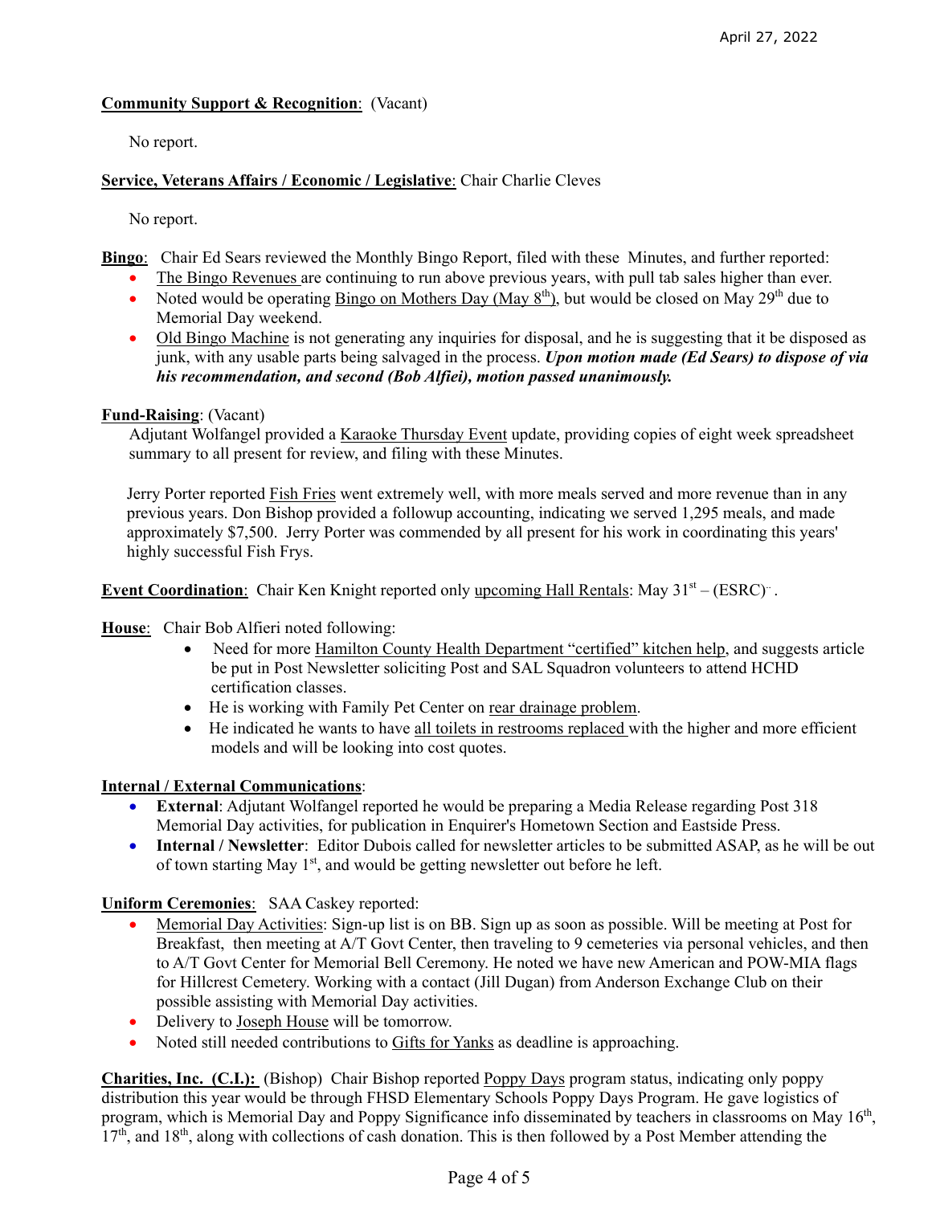April 27, 2022

<u>**Community Support & Recognition**</u>: (Vacant)

No report.

<u>**Service, Veterans Affairs / Economic / Legislative**</u>: Chair Charlie Cleves

No report.

<u>**Bingo**</u>: Chair Ed Sears reviewed the Monthly Bingo Report, filed with these Minutes, and further reported:

- <u>The Bingo Revenues</u> are continuing to run above previous years, with pull tab sales higher than ever.
- Noted would be operating <u>Bingo on Mothers Day (May 8th)</u>, but would be closed on May 29th due to Memorial Day weekend.
- <u>Old Bingo Machine</u> is not generating any inquiries for disposal, and he is suggesting that it be disposed as junk, with any usable parts being salvaged in the process. ***Upon motion made (Ed Sears) to dispose of via his recommendation, and second (Bob Alfiei), motion passed unanimously.***

<u>**Fund-Raising**</u>: (Vacant)

Adjutant Wolfangel provided a <u>Karaoke Thursday Event</u> update, providing copies of eight week spreadsheet summary to all present for review, and filing with these Minutes.

Jerry Porter reported <u>Fish Fries</u> went extremely well, with more meals served and more revenue than in any previous years. Don Bishop provided a followup accounting, indicating we served 1,295 meals, and made approximately $7,500. Jerry Porter was commended by all present for his work in coordinating this years' highly successful Fish Frys.

<u>**Event Coordination**</u>: Chair Ken Knight reported only <u>upcoming Hall Rentals</u>: May 31st – (ESRC).

<u>**House**</u>: Chair Bob Alfieri noted following:

- Need for more <u>Hamilton County Health Department "certified" kitchen help</u>, and suggests article be put in Post Newsletter soliciting Post and SAL Squadron volunteers to attend HCHD certification classes.
- He is working with Family Pet Center on <u>rear drainage problem</u>.
- He indicated he wants to have <u>all toilets in restrooms replaced</u> with the higher and more efficient models and will be looking into cost quotes.

<u>**Internal / External Communications**</u>:

- **External**: Adjutant Wolfangel reported he would be preparing a Media Release regarding Post 318 Memorial Day activities, for publication in Enquirer's Hometown Section and Eastside Press.
- **Internal / Newsletter**: Editor Dubois called for newsletter articles to be submitted ASAP, as he will be out of town starting May 1st, and would be getting newsletter out before he left.

<u>**Uniform Ceremonies**</u>: SAA Caskey reported:

- <u>Memorial Day Activities</u>: Sign-up list is on BB. Sign up as soon as possible. Will be meeting at Post for Breakfast, then meeting at A/T Govt Center, then traveling to 9 cemeteries via personal vehicles, and then to A/T Govt Center for Memorial Bell Ceremony. He noted we have new American and POW-MIA flags for Hillcrest Cemetery. Working with a contact (Jill Dugan) from Anderson Exchange Club on their possible assisting with Memorial Day activities.
- Delivery to <u>Joseph House</u> will be tomorrow.
- Noted still needed contributions to <u>Gifts for Yanks</u> as deadline is approaching.

<u>**Charities, Inc. (C.I.):**</u> (Bishop) Chair Bishop reported <u>Poppy Days</u> program status, indicating only poppy distribution this year would be through FHSD Elementary Schools Poppy Days Program. He gave logistics of program, which is Memorial Day and Poppy Significance info disseminated by teachers in classrooms on May 16th, 17th, and 18th, along with collections of cash donation. This is then followed by a Post Member attending the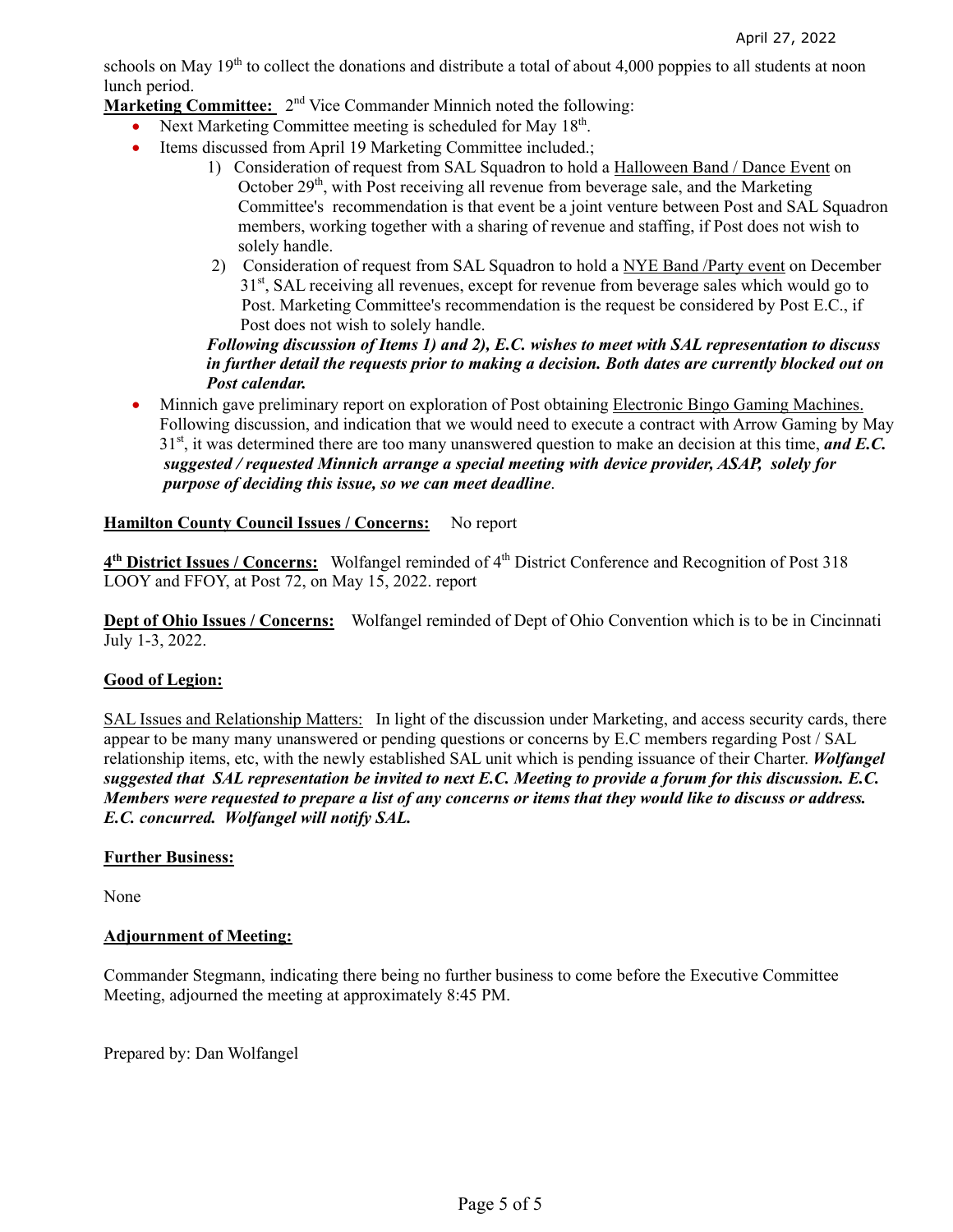schools on May 19th to collect the donations and distribute a total of about 4,000 poppies to all students at noon lunch period.

**Marketing Committee:** 2nd Vice Commander Minnich noted the following:

- Next Marketing Committee meeting is scheduled for May 18th.
- Items discussed from April 19 Marketing Committee included.;
  1) Consideration of request from SAL Squadron to hold a Halloween Band / Dance Event on October 29th, with Post receiving all revenue from beverage sale, and the Marketing Committee's recommendation is that event be a joint venture between Post and SAL Squadron members, working together with a sharing of revenue and staffing, if Post does not wish to solely handle.
  2) Consideration of request from SAL Squadron to hold a NYE Band /Party event on December 31st, SAL receiving all revenues, except for revenue from beverage sales which would go to Post. Marketing Committee's recommendation is the request be considered by Post E.C., if Post does not wish to solely handle.

  ***Following discussion of Items 1) and 2), E.C. wishes to meet with SAL representation to discuss in further detail the requests prior to making a decision. Both dates are currently blocked out on Post calendar.***
- Minnich gave preliminary report on exploration of Post obtaining Electronic Bingo Gaming Machines. Following discussion, and indication that we would need to execute a contract with Arrow Gaming by May 31st, it was determined there are too many unanswered question to make an decision at this time, ***and E.C. suggested / requested Minnich arrange a special meeting with device provider, ASAP, solely for purpose of deciding this issue, so we can meet deadline***.

**Hamilton County Council Issues / Concerns:** No report

**4th District Issues / Concerns:** Wolfangel reminded of 4th District Conference and Recognition of Post 318 LOOY and FFOY, at Post 72, on May 15, 2022. report

**Dept of Ohio Issues / Concerns:** Wolfangel reminded of Dept of Ohio Convention which is to be in Cincinnati July 1-3, 2022.

**Good of Legion:**

SAL Issues and Relationship Matters: In light of the discussion under Marketing, and access security cards, there appear to be many many unanswered or pending questions or concerns by E.C members regarding Post / SAL relationship items, etc, with the newly established SAL unit which is pending issuance of their Charter. ***Wolfangel suggested that SAL representation be invited to next E.C. Meeting to provide a forum for this discussion. E.C. Members were requested to prepare a list of any concerns or items that they would like to discuss or address. E.C. concurred. Wolfangel will notify SAL.***

**Further Business:**

None

**Adjournment of Meeting:**

Commander Stegmann, indicating there being no further business to come before the Executive Committee Meeting, adjourned the meeting at approximately 8:45 PM.

Prepared by: Dan Wolfangel